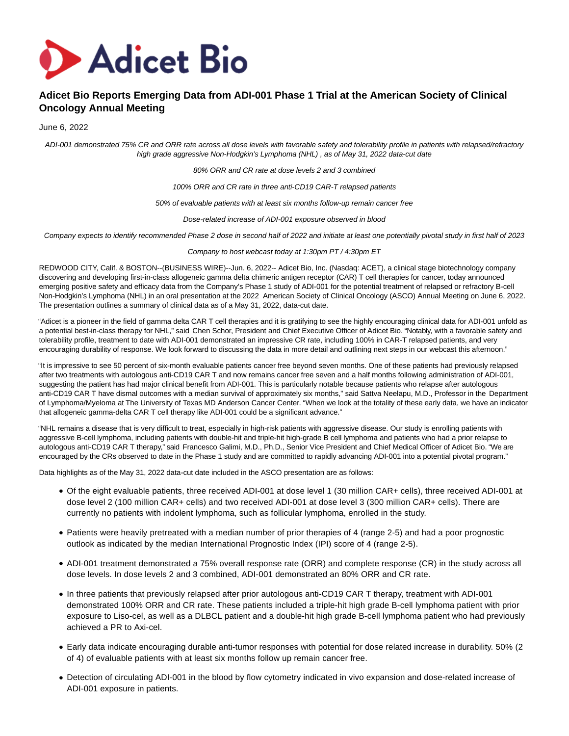# Adicet Bio Reports Emerging Data from ADI-001 Phase 1 Trial at the American Society of Clinical Oncology Annual Meeting

June 6, 2022

*ADI-001 demonstrated 75% CR and ORR rate across all dose levels with favorable safety and tolerability profile in patients with relapsed/refractory high grade aggressive Non-Hodgkin's Lymphoma (NHL) , as of May 31, 2022 data-cut date*

*80% ORR and CR rate at dose levels 2 and 3 combined*

*100% ORR and CR rate in three anti-CD19 CAR-T relapsed patients*

*50% of evaluable patients with at least six months follow-up remain cancer free*

*Dose-related increase of ADI-001 exposure observed in blood*

*Company expects to identify recommended Phase 2 dose in second half of 2022 and initiate at least one potentially pivotal study in first half of 2023*

*Company to host webcast today at 1:30pm PT / 4:30pm ET*

REDWOOD CITY, Calif. & BOSTON--(BUSINESS WIRE)--Jun. 6, 2022-- Adicet Bio, Inc. (Nasdaq: ACET), a clinical stage biotechnology company discovering and developing first-in-class allogeneic gamma delta chimeric antigen receptor (CAR) T cell therapies for cancer, today announced emerging positive safety and efficacy data from the Company's Phase 1 study of ADI-001 for the potential treatment of relapsed or refractory B-cell Non-Hodgkin's Lymphoma (NHL) in an oral presentation at the 2022 American Society of Clinical Oncology (ASCO) Annual Meeting on June 6, 2022. The presentation outlines a summary of clinical data as of a May 31, 2022, data-cut date.

"Adicet is a pioneer in the field of gamma delta CAR T cell therapies and it is gratifying to see the highly encouraging clinical data for ADI-001 unfold as a potential best-in-class therapy for NHL," said Chen Schor, President and Chief Executive Officer of Adicet Bio. "Notably, with a favorable safety and tolerability profile, treatment to date with ADI-001 demonstrated an impressive CR rate, including 100% in CAR-T relapsed patients, and very encouraging durability of response. We look forward to discussing the data in more detail and outlining next steps in our webcast this afternoon."

"It is impressive to see 50 percent of six-month evaluable patients cancer free beyond seven months. One of these patients had previously relapsed after two treatments with autologous anti-CD19 CAR T and now remains cancer free seven and a half months following administration of ADI-001, suggesting the patient has had major clinical benefit from ADI-001. This is particularly notable because patients who relapse after autologous anti-CD19 CAR T have dismal outcomes with a median survival of approximately six months," said Sattva Neelapu, M.D., Professor in the Department of Lymphoma/Myeloma at The University of Texas MD Anderson Cancer Center. "When we look at the totality of these early data, we have an indicator that allogeneic gamma-delta CAR T cell therapy like ADI-001 could be a significant advance."

"NHL remains a disease that is very difficult to treat, especially in high-risk patients with aggressive disease. Our study is enrolling patients with aggressive B-cell lymphoma, including patients with double-hit and triple-hit high-grade B cell lymphoma and patients who had a prior relapse to autologous anti-CD19 CAR T therapy," said Francesco Galimi, M.D., Ph.D., Senior Vice President and Chief Medical Officer of Adicet Bio. "We are encouraged by the CRs observed to date in the Phase 1 study and are committed to rapidly advancing ADI-001 into a potential pivotal program."

Data highlights as of the May 31, 2022 data-cut date included in the ASCO presentation are as follows:

- Of the eight evaluable patients, three received ADI-001 at dose level 1 (30 million CAR+ cells), three received ADI-001 at dose level 2 (100 million CAR+ cells) and two received ADI-001 at dose level 3 (300 million CAR+ cells). There are currently no patients with indolent lymphoma, such as follicular lymphoma, enrolled in the study.
- Patients were heavily pretreated with a median number of prior therapies of 4 (range 2-5) and had a poor prognostic outlook as indicated by the median International Prognostic Index (IPI) score of 4 (range 2-5).
- ADI-001 treatment demonstrated a 75% overall response rate (ORR) and complete response (CR) in the study across all dose levels. In dose levels 2 and 3 combined, ADI-001 demonstrated an 80% ORR and CR rate.
- In three patients that previously relapsed after prior autologous anti-CD19 CAR T therapy, treatment with ADI-001 demonstrated 100% ORR and CR rate. These patients included a triple-hit high grade B-cell lymphoma patient with prior exposure to Liso-cel, as well as a DLBCL patient and a double-hit high grade B-cell lymphoma patient who had previously achieved a PR to Axi-cel.
- Early data indicate encouraging durable anti-tumor responses with potential for dose related increase in durability. 50% (2 of 4) of evaluable patients with at least six months follow up remain cancer free.
- Detection of circulating ADI-001 in the blood by flow cytometry indicated in vivo expansion and dose-related increase of ADI-001 exposure in patients.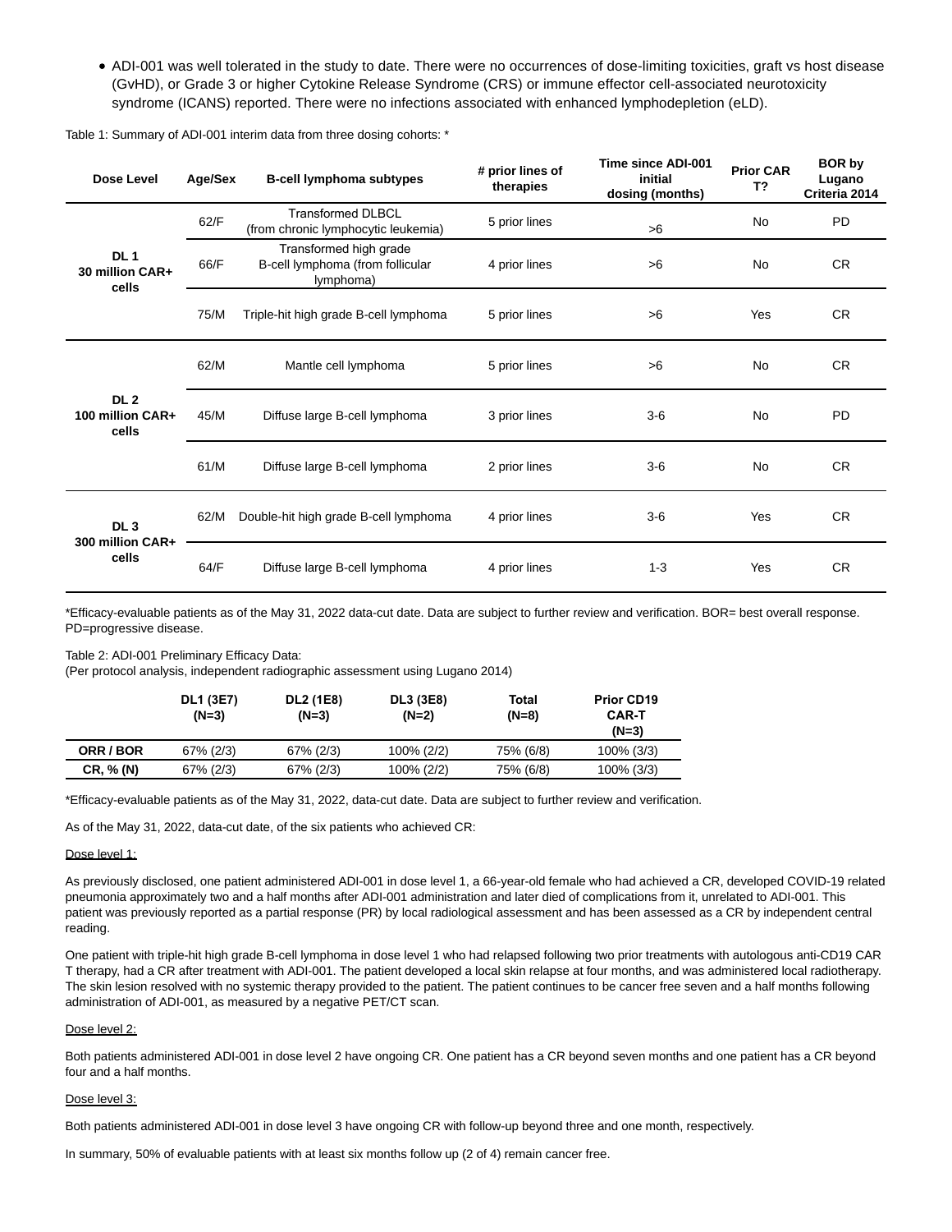- ADI-001 was well tolerated in the study to date. There were no occurrences of dose-limiting toxicities, graft vs host disease (GvHD), or Grade 3 or higher Cytokine Release Syndrome (CRS) or immune effector cell-associated neurotoxicity syndrome (ICANS) reported. There were no infections associated with enhanced lymphodepletion (eLD).

Table 1: Summary of ADI-001 interim data from three dosing cohorts: *

| Dose Level | Age/Sex | B-cell lymphoma subtypes | # prior lines of therapies | Time since ADI-001 initial dosing (months) | Prior CAR T? | BOR by Lugano Criteria 2014 |
|---|---|---|---|---|---|---|
| DL 1 30 million CAR+ cells | 62/F | Transformed DLBCL (from chronic lymphocytic leukemia) | 5 prior lines | >6 | No | PD |
| | 66/F | Transformed high grade B-cell lymphoma (from follicular lymphoma) | 4 prior lines | >6 | No | CR |
| | 75/M | Triple-hit high grade B-cell lymphoma | 5 prior lines | >6 | Yes | CR |
| DL 2 100 million CAR+ cells | 62/M | Mantle cell lymphoma | 5 prior lines | >6 | No | CR |
| | 45/M | Diffuse large B-cell lymphoma | 3 prior lines | 3-6 | No | PD |
| | 61/M | Diffuse large B-cell lymphoma | 2 prior lines | 3-6 | No | CR |
| DL 3 300 million CAR+ cells | 62/M | Double-hit high grade B-cell lymphoma | 4 prior lines | 3-6 | Yes | CR |
| | 64/F | Diffuse large B-cell lymphoma | 4 prior lines | 1-3 | Yes | CR |

*Efficacy-evaluable patients as of the May 31, 2022 data-cut date. Data are subject to further review and verification. BOR= best overall response. PD=progressive disease.

Table 2: ADI-001 Preliminary Efficacy Data:
(Per protocol analysis, independent radiographic assessment using Lugano 2014)

| | DL1 (3E7) (N=3) | DL2 (1E8) (N=3) | DL3 (3E8) (N=2) | Total (N=8) | Prior CD19 CAR-T (N=3) |
|---|---|---|---|---|---|
| ORR / BOR | 67% (2/3) | 67% (2/3) | 100% (2/2) | 75% (6/8) | 100% (3/3) |
| CR, % (N) | 67% (2/3) | 67% (2/3) | 100% (2/2) | 75% (6/8) | 100% (3/3) |

*Efficacy-evaluable patients as of the May 31, 2022, data-cut date. Data are subject to further review and verification.

As of the May 31, 2022, data-cut date, of the six patients who achieved CR:

Dose level 1:

As previously disclosed, one patient administered ADI-001 in dose level 1, a 66-year-old female who had achieved a CR, developed COVID-19 related pneumonia approximately two and a half months after ADI-001 administration and later died of complications from it, unrelated to ADI-001. This patient was previously reported as a partial response (PR) by local radiological assessment and has been assessed as a CR by independent central reading.

One patient with triple-hit high grade B-cell lymphoma in dose level 1 who had relapsed following two prior treatments with autologous anti-CD19 CAR T therapy, had a CR after treatment with ADI-001. The patient developed a local skin relapse at four months, and was administered local radiotherapy. The skin lesion resolved with no systemic therapy provided to the patient. The patient continues to be cancer free seven and a half months following administration of ADI-001, as measured by a negative PET/CT scan.

Dose level 2:

Both patients administered ADI-001 in dose level 2 have ongoing CR. One patient has a CR beyond seven months and one patient has a CR beyond four and a half months.

Dose level 3:

Both patients administered ADI-001 in dose level 3 have ongoing CR with follow-up beyond three and one month, respectively.

In summary, 50% of evaluable patients with at least six months follow up (2 of 4) remain cancer free.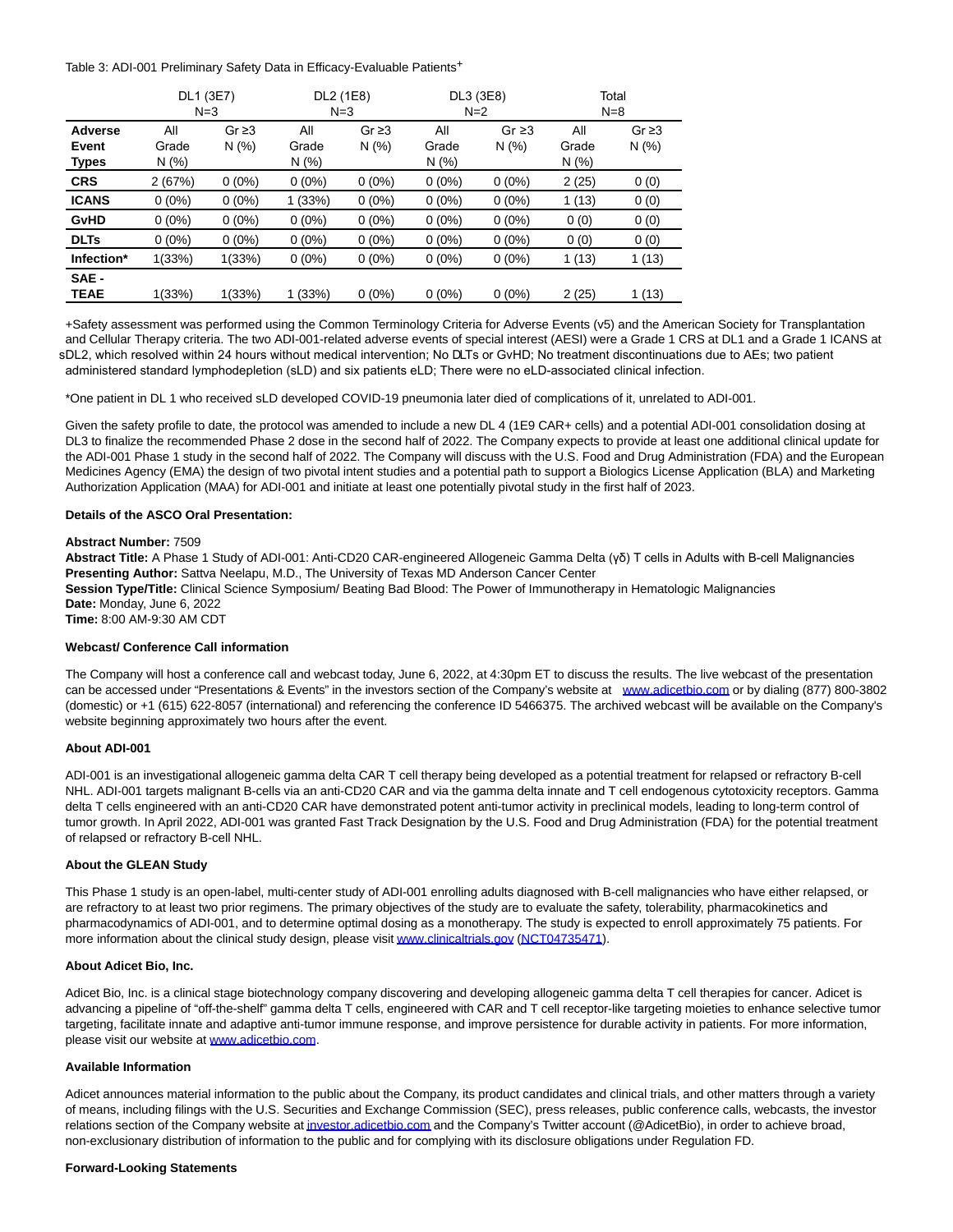Table 3: ADI-001 Preliminary Safety Data in Efficacy-Evaluable Patients+

| | DL1 (3E7) N=3 | | DL2 (1E8) N=3 | | DL3 (3E8) N=2 | | Total N=8 | |
|---|---|---|---|---|---|---|---|---|
| **Adverse Event Types** | All Grade N (%) | Gr ≥3 N (%) | All Grade N (%) | Gr ≥3 N (%) | All Grade N (%) | Gr ≥3 N (%) | All Grade N (%) | Gr ≥3 N (%) |
| **CRS** | 2 (67%) | 0 (0%) | 0 (0%) | 0 (0%) | 0 (0%) | 0 (0%) | 2 (25) | 0 (0) |
| **ICANS** | 0 (0%) | 0 (0%) | 1 (33%) | 0 (0%) | 0 (0%) | 0 (0%) | 1 (13) | 0 (0) |
| **GvHD** | 0 (0%) | 0 (0%) | 0 (0%) | 0 (0%) | 0 (0%) | 0 (0%) | 0 (0) | 0 (0) |
| **DLTs** | 0 (0%) | 0 (0%) | 0 (0%) | 0 (0%) | 0 (0%) | 0 (0%) | 0 (0) | 0 (0) |
| **Infection*** | 1(33%) | 1(33%) | 0 (0%) | 0 (0%) | 0 (0%) | 0 (0%) | 1 (13) | 1 (13) |
| **SAE - TEAE** | 1(33%) | 1(33%) | 1 (33%) | 0 (0%) | 0 (0%) | 0 (0%) | 2 (25) | 1 (13) |

+Safety assessment was performed using the Common Terminology Criteria for Adverse Events (v5) and the American Society for Transplantation and Cellular Therapy criteria. The two ADI-001-related adverse events of special interest (AESI) were a Grade 1 CRS at DL1 and a Grade 1 ICANS at sDL2, which resolved within 24 hours without medical intervention; No DLTs or GvHD; No treatment discontinuations due to AEs; two patient administered standard lymphodepletion (sLD) and six patients eLD; There were no eLD-associated clinical infection.

*One patient in DL 1 who received sLD developed COVID-19 pneumonia later died of complications of it, unrelated to ADI-001.

Given the safety profile to date, the protocol was amended to include a new DL 4 (1E9 CAR+ cells) and a potential ADI-001 consolidation dosing at DL3 to finalize the recommended Phase 2 dose in the second half of 2022. The Company expects to provide at least one additional clinical update for the ADI-001 Phase 1 study in the second half of 2022. The Company will discuss with the U.S. Food and Drug Administration (FDA) and the European Medicines Agency (EMA) the design of two pivotal intent studies and a potential path to support a Biologics License Application (BLA) and Marketing Authorization Application (MAA) for ADI-001 and initiate at least one potentially pivotal study in the first half of 2023.

**Details of the ASCO Oral Presentation:**

**Abstract Number:** 7509
**Abstract Title:** A Phase 1 Study of ADI-001: Anti-CD20 CAR-engineered Allogeneic Gamma Delta (γδ) T cells in Adults with B-cell Malignancies
**Presenting Author:** Sattva Neelapu, M.D., The University of Texas MD Anderson Cancer Center
**Session Type/Title:** Clinical Science Symposium/ Beating Bad Blood: The Power of Immunotherapy in Hematologic Malignancies
**Date:** Monday, June 6, 2022
**Time:** 8:00 AM-9:30 AM CDT

**Webcast/ Conference Call information**

The Company will host a conference call and webcast today, June 6, 2022, at 4:30pm ET to discuss the results. The live webcast of the presentation can be accessed under "Presentations & Events" in the investors section of the Company's website at www.adicetbio.com or by dialing (877) 800-3802 (domestic) or +1 (615) 622-8057 (international) and referencing the conference ID 5466375. The archived webcast will be available on the Company's website beginning approximately two hours after the event.

**About ADI-001**

ADI-001 is an investigational allogeneic gamma delta CAR T cell therapy being developed as a potential treatment for relapsed or refractory B-cell NHL. ADI-001 targets malignant B-cells via an anti-CD20 CAR and via the gamma delta innate and T cell endogenous cytotoxicity receptors. Gamma delta T cells engineered with an anti-CD20 CAR have demonstrated potent anti-tumor activity in preclinical models, leading to long-term control of tumor growth. In April 2022, ADI-001 was granted Fast Track Designation by the U.S. Food and Drug Administration (FDA) for the potential treatment of relapsed or refractory B-cell NHL.

**About the GLEAN Study**

This Phase 1 study is an open-label, multi-center study of ADI-001 enrolling adults diagnosed with B-cell malignancies who have either relapsed, or are refractory to at least two prior regimens. The primary objectives of the study are to evaluate the safety, tolerability, pharmacokinetics and pharmacodynamics of ADI-001, and to determine optimal dosing as a monotherapy. The study is expected to enroll approximately 75 patients. For more information about the clinical study design, please visit www.clinicaltrials.gov (NCT04735471).

**About Adicet Bio, Inc.**

Adicet Bio, Inc. is a clinical stage biotechnology company discovering and developing allogeneic gamma delta T cell therapies for cancer. Adicet is advancing a pipeline of "off-the-shelf" gamma delta T cells, engineered with CAR and T cell receptor-like targeting moieties to enhance selective tumor targeting, facilitate innate and adaptive anti-tumor immune response, and improve persistence for durable activity in patients. For more information, please visit our website at www.adicetbio.com.

**Available Information**

Adicet announces material information to the public about the Company, its product candidates and clinical trials, and other matters through a variety of means, including filings with the U.S. Securities and Exchange Commission (SEC), press releases, public conference calls, webcasts, the investor relations section of the Company website at investor.adicetbio.com and the Company's Twitter account (@AdicetBio), in order to achieve broad, non-exclusionary distribution of information to the public and for complying with its disclosure obligations under Regulation FD.

**Forward-Looking Statements**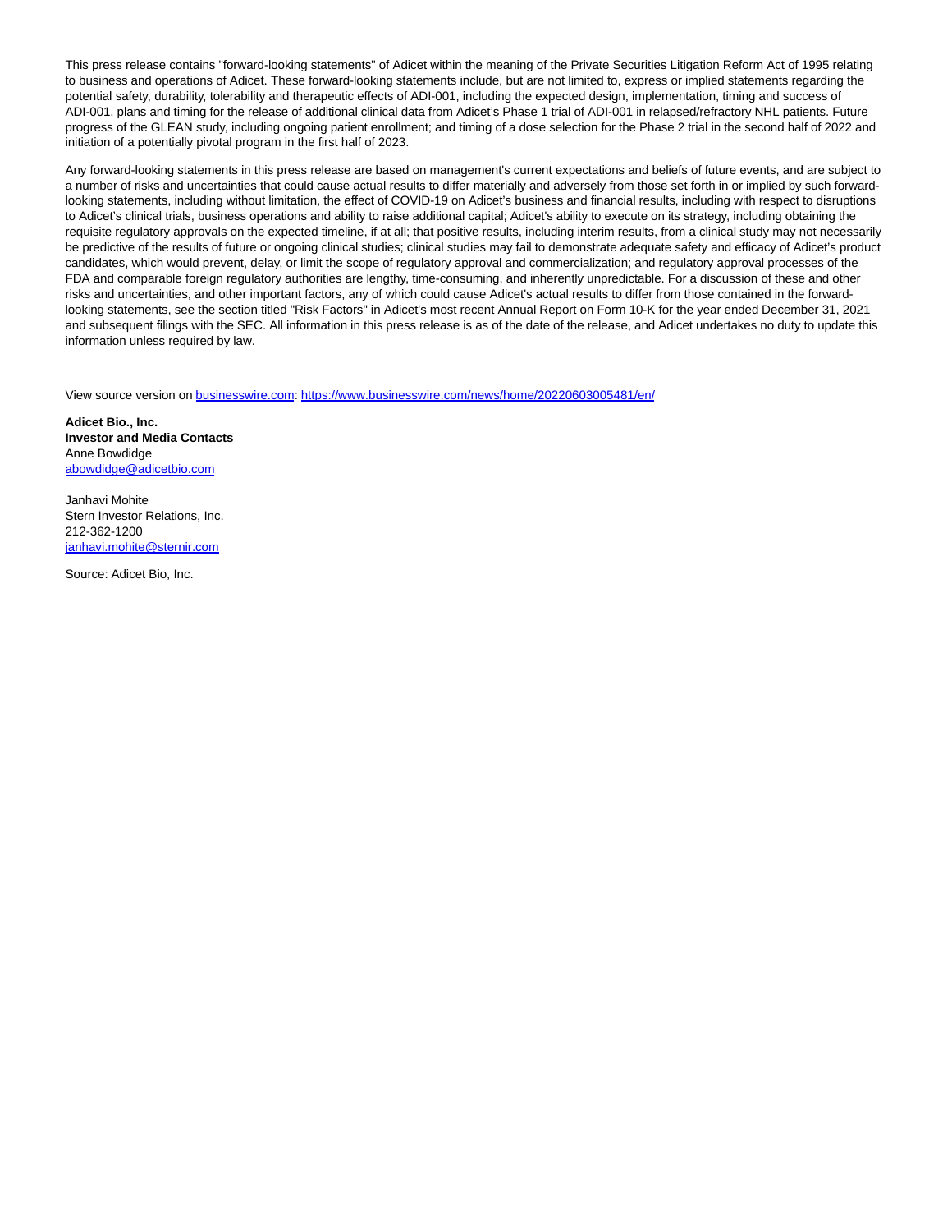This press release contains "forward-looking statements" of Adicet within the meaning of the Private Securities Litigation Reform Act of 1995 relating to business and operations of Adicet. These forward-looking statements include, but are not limited to, express or implied statements regarding the potential safety, durability, tolerability and therapeutic effects of ADI-001, including the expected design, implementation, timing and success of ADI-001, plans and timing for the release of additional clinical data from Adicet's Phase 1 trial of ADI-001 in relapsed/refractory NHL patients. Future progress of the GLEAN study, including ongoing patient enrollment; and timing of a dose selection for the Phase 2 trial in the second half of 2022 and initiation of a potentially pivotal program in the first half of 2023.

Any forward-looking statements in this press release are based on management's current expectations and beliefs of future events, and are subject to a number of risks and uncertainties that could cause actual results to differ materially and adversely from those set forth in or implied by such forward-looking statements, including without limitation, the effect of COVID-19 on Adicet's business and financial results, including with respect to disruptions to Adicet's clinical trials, business operations and ability to raise additional capital; Adicet's ability to execute on its strategy, including obtaining the requisite regulatory approvals on the expected timeline, if at all; that positive results, including interim results, from a clinical study may not necessarily be predictive of the results of future or ongoing clinical studies; clinical studies may fail to demonstrate adequate safety and efficacy of Adicet's product candidates, which would prevent, delay, or limit the scope of regulatory approval and commercialization; and regulatory approval processes of the FDA and comparable foreign regulatory authorities are lengthy, time-consuming, and inherently unpredictable. For a discussion of these and other risks and uncertainties, and other important factors, any of which could cause Adicet's actual results to differ from those contained in the forward-looking statements, see the section titled "Risk Factors" in Adicet's most recent Annual Report on Form 10-K for the year ended December 31, 2021 and subsequent filings with the SEC. All information in this press release is as of the date of the release, and Adicet undertakes no duty to update this information unless required by law.

View source version on businesswire.com: https://www.businesswire.com/news/home/20220603005481/en/

**Adicet Bio., Inc.**
**Investor and Media Contacts**
Anne Bowdidge
abowdidge@adicetbio.com

Janhavi Mohite
Stern Investor Relations, Inc.
212-362-1200
janhavi.mohite@sternir.com

Source: Adicet Bio, Inc.